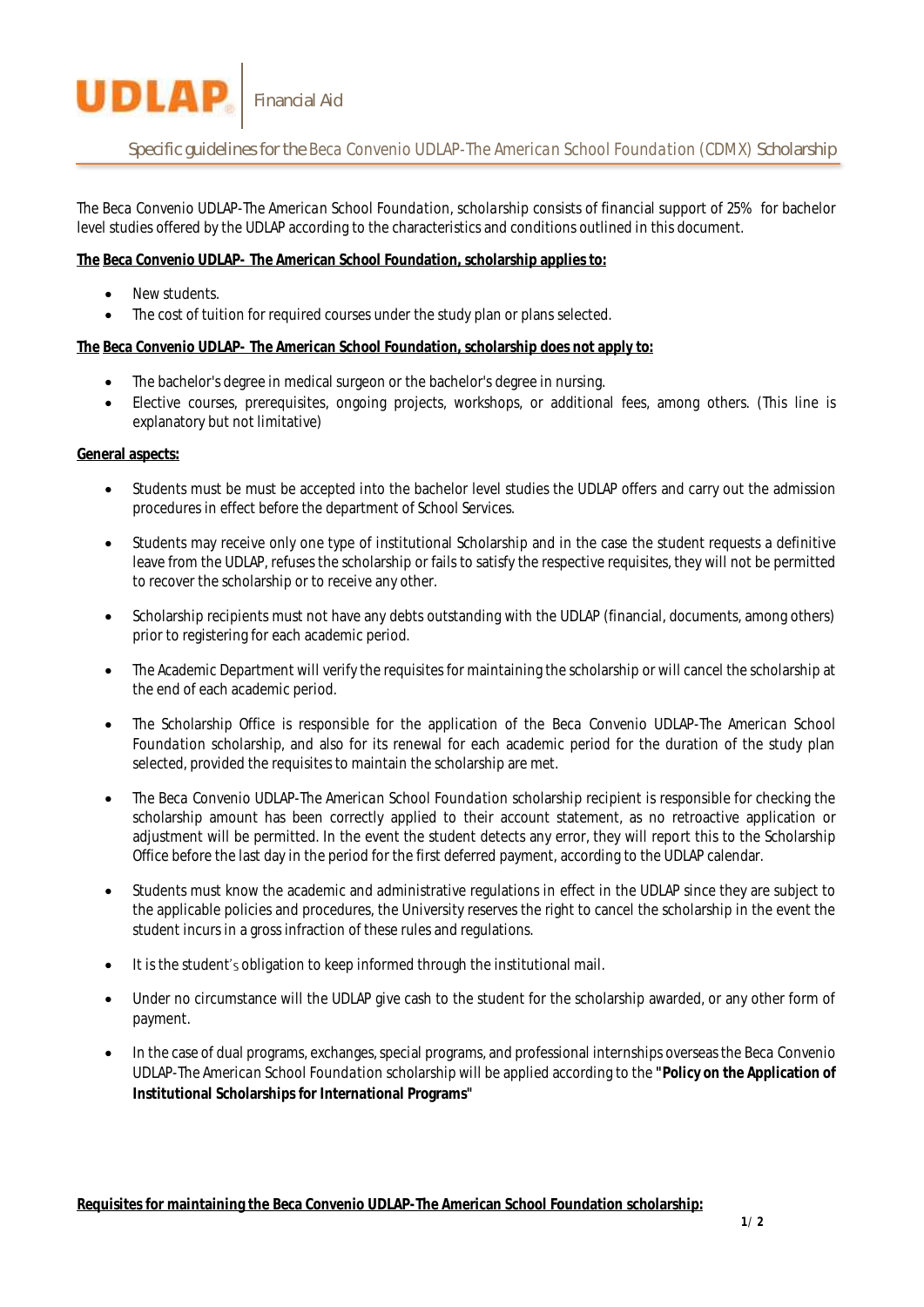UDLAP | Financial Aid

# Specific guidelines for the Beca Convenio UDLAP-The American School Foundation (CDMX) Scholarship

The Beca Convenio UDLAP-The American School Foundation, scholarship consists of financial support of 25% for bachelor level studies offered by the UDLAP according to the characteristics and conditions outlined in this document.

**The Beca Convenio UDLAP- The American School Foundation, scholarship applies to:**

- New students.
- The cost of tuition for required courses under the study plan or plans selected.

**The Beca Convenio UDLAP- The American School Foundation, scholarship does not apply to:**

- The bachelor's degree in medical surgeon or the bachelor's degree in nursing.
- Elective courses, prerequisites, ongoing projects, workshops, or additional fees, among others. (This line is explanatory but not limitative)

**General aspects:**

- Students must be must be accepted into the bachelor level studies the UDLAP offers and carry out the admission procedures in effect before the department of School Services.
- Students may receive only one type of institutional Scholarship and in the case the student requests a definitive leave from the UDLAP, refuses the scholarship or fails to satisfy the respective requisites, they will not be permitted to recover the scholarship or to receive any other.
- Scholarship recipients must not have any debts outstanding with the UDLAP (financial, documents, among others) prior to registering for each academic period.
- The Academic Department will verify the requisites for maintaining the scholarship or will cancel the scholarship at the end of each academic period.
- The Scholarship Office is responsible for the application of the Beca Convenio UDLAP-The American School Foundation scholarship, and also for its renewal for each academic period for the duration of the study plan selected, provided the requisites to maintain the scholarship are met.
- The Beca Convenio UDLAP-The American School Foundation scholarship recipient is responsible for checking the scholarship amount has been correctly applied to their account statement, as no retroactive application or adjustment will be permitted. In the event the student detects any error, they will report this to the Scholarship Office before the last day in the period for the first deferred payment, according to the UDLAP calendar.
- Students must know the academic and administrative regulations in effect in the UDLAP since they are subject to the applicable policies and procedures, the University reserves the right to cancel the scholarship in the event the student incurs in a gross infraction of these rules and regulations.
- It is the student's obligation to keep informed through the institutional mail.
- Under no circumstance will the UDLAP give cash to the student for the scholarship awarded, or any other form of payment.
- In the case of dual programs, exchanges, special programs, and professional internships overseas the Beca Convenio UDLAP-The American School Foundation scholarship will be applied according to the **"Policy on the Application of Institutional Scholarships for International Programs"**

**Requisites for maintaining the Beca Convenio UDLAP-The American School Foundation scholarship:**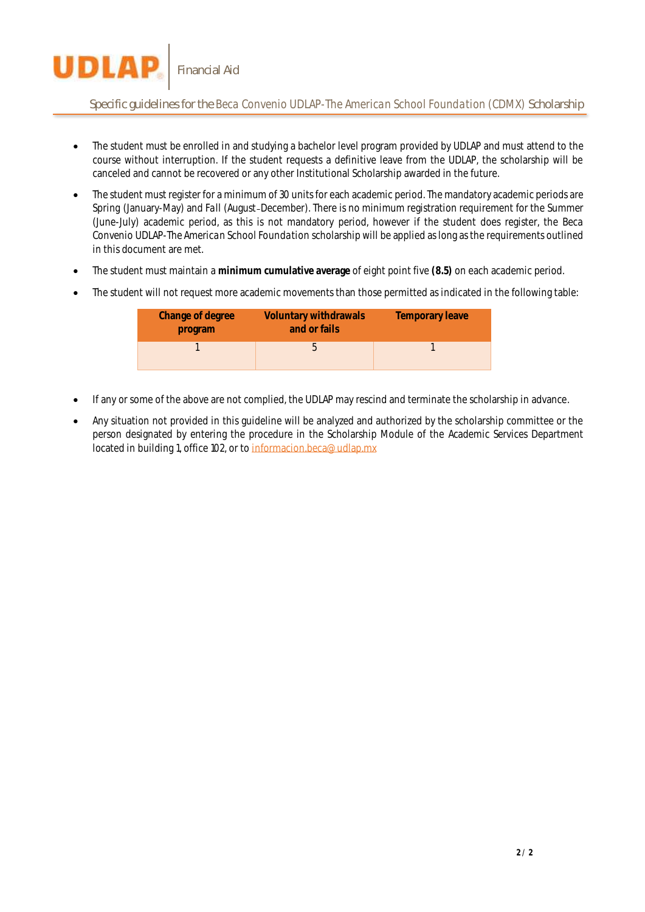- The student must be enrolled in and studying a bachelor level program provided by UDLAP and must attend to the course without interruption. If the student requests a definitive leave from the UDLAP, the scholarship will be canceled and cannot be recovered or any other Institutional Scholarship awarded in the future.
- The student must register for a minimum of 30 units for each academic period. The mandatory academic periods are Spring (January-May) and Fall (August–December). There is no minimum registration requirement for the Summer (June-July) academic period, as this is not mandatory period, however if the student does register, the Beca Convenio UDLAP-The American School Foundation scholarship will be applied as long as the requirements outlined in this document are met.
- The student must maintain a **minimum cumulative average** of eight point five **(8.5)** on each academic period.
- The student will not request more academic movements than those permitted as indicated in the following table:

| Change of degree program | Voluntary withdrawals and or fails | Temporary leave |
|---|---|---|
| 1 | 5 | 1 |

- If any or some of the above are not complied, the UDLAP may rescind and terminate the scholarship in advance.
- Any situation not provided in this guideline will be analyzed and authorized by the scholarship committee or the person designated by entering the procedure in the Scholarship Module of the Academic Services Department located in building 1, office 102, or to informacion.beca@udlap.mx